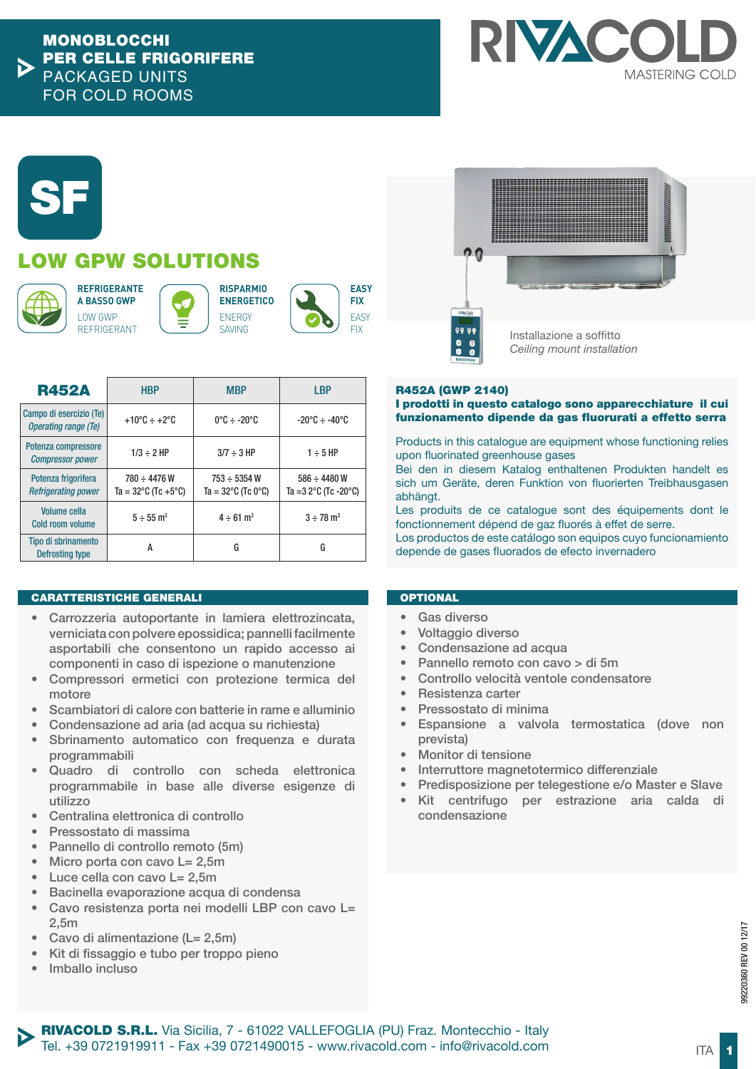# MONOBLOCCHI PER CELLE FRIGORIFERE
# PACKAGED UNITS FOR COLD ROOMS

RIVACOLD
MASTERING COLD

# SF

## LOW GPW SOLUTIONS

**REFRIGERANTE A BASSO GWP**
LOW GWP REFRIGERANT

**RISPARMIO ENERGETICO**
ENERGY SAVING

**EASY FIX**
EASY FIX

Installazione a soffitto
*Ceiling mount installation*

| R452A | HBP | MBP | LBP |
|---|---|---|---|
| Campo di esercizio (Te) *Operating range (Te)* | +10°C ÷ +2°C | 0°C ÷ -20°C | -20°C ÷ -40°C |
| Potenza compressore *Compressor power* | 1/3 ÷ 2 HP | 3/7 ÷ 3 HP | 1 ÷ 5 HP |
| Potenza frigorifera *Refrigerating power* | 780 ÷ 4476 W Ta = 32°C (Tc +5°C) | 753 ÷ 5354 W Ta = 32°C (Tc 0°C) | 586 ÷ 4480 W Ta =3 2°C (Tc -20°C) |
| Volume cella Cold room volume | 5 ÷ 55 m³ | 4 ÷ 61 m³ | 3 ÷ 78 m³ |
| Tipo di sbrinamento Defrosting type | A | G | G |

**R452A (GWP 2140)**
**I prodotti in questo catalogo sono apparecchiature il cui funzionamento dipende da gas fluorurati a effetto serra**

Products in this catalogue are equipment whose functioning relies upon fluorinated greenhouse gases
Bei den in diesem Katalog enthaltenen Produkten handelt es sich um Geräte, deren Funktion von fluorierten Treibhausgasen abhängt.
Les produits de ce catalogue sont des équipements dont le fonctionnement dépend de gaz fluorés à effet de serre.
Los productos de este catálogo son equipos cuyo funcionamiento depende de gases fluorados de efecto invernadero

## CARATTERISTICHE GENERALI

- Carrozzeria autoportante in lamiera elettrozincata, verniciata con polvere epossidica; pannelli facilmente asportabili che consentono un rapido accesso ai componenti in caso di ispezione o manutenzione
- Compressori ermetici con protezione termica del motore
- Scambiatori di calore con batterie in rame e alluminio
- Condensazione ad aria (ad acqua su richiesta)
- Sbrinamento automatico con frequenza e durata programmabili
- Quadro di controllo con scheda elettronica programmabile in base alle diverse esigenze di utilizzo
- Centralina elettronica di controllo
- Pressostato di massima
- Pannello di controllo remoto (5m)
- Micro porta con cavo L= 2,5m
- Luce cella con cavo L= 2,5m
- Bacinella evaporazione acqua di condensa
- Cavo resistenza porta nei modelli LBP con cavo L= 2,5m
- Cavo di alimentazione (L= 2,5m)
- Kit di fissaggio e tubo per troppo pieno
- Imballo incluso

## OPTIONAL

- Gas diverso
- Voltaggio diverso
- Condensazione ad acqua
- Pannello remoto con cavo > di 5m
- Controllo velocità ventole condensatore
- Resistenza carter
- Pressostato di minima
- Espansione a valvola termostatica (dove non prevista)
- Monitor di tensione
- Interruttore magnetotermico differenziale
- Predisposizione per telegestione e/o Master e Slave
- Kit centrifugo per estrazione aria calda di condensazione

99220360 REV 00 12/17

**RIVACOLD S.R.L.** Via Sicilia, 7 - 61022 VALLEFOGLIA (PU) Fraz. Montecchio - Italy
Tel. +39 0721919911 - Fax +39 0721490015 - www.rivacold.com - info@rivacold.com

ITA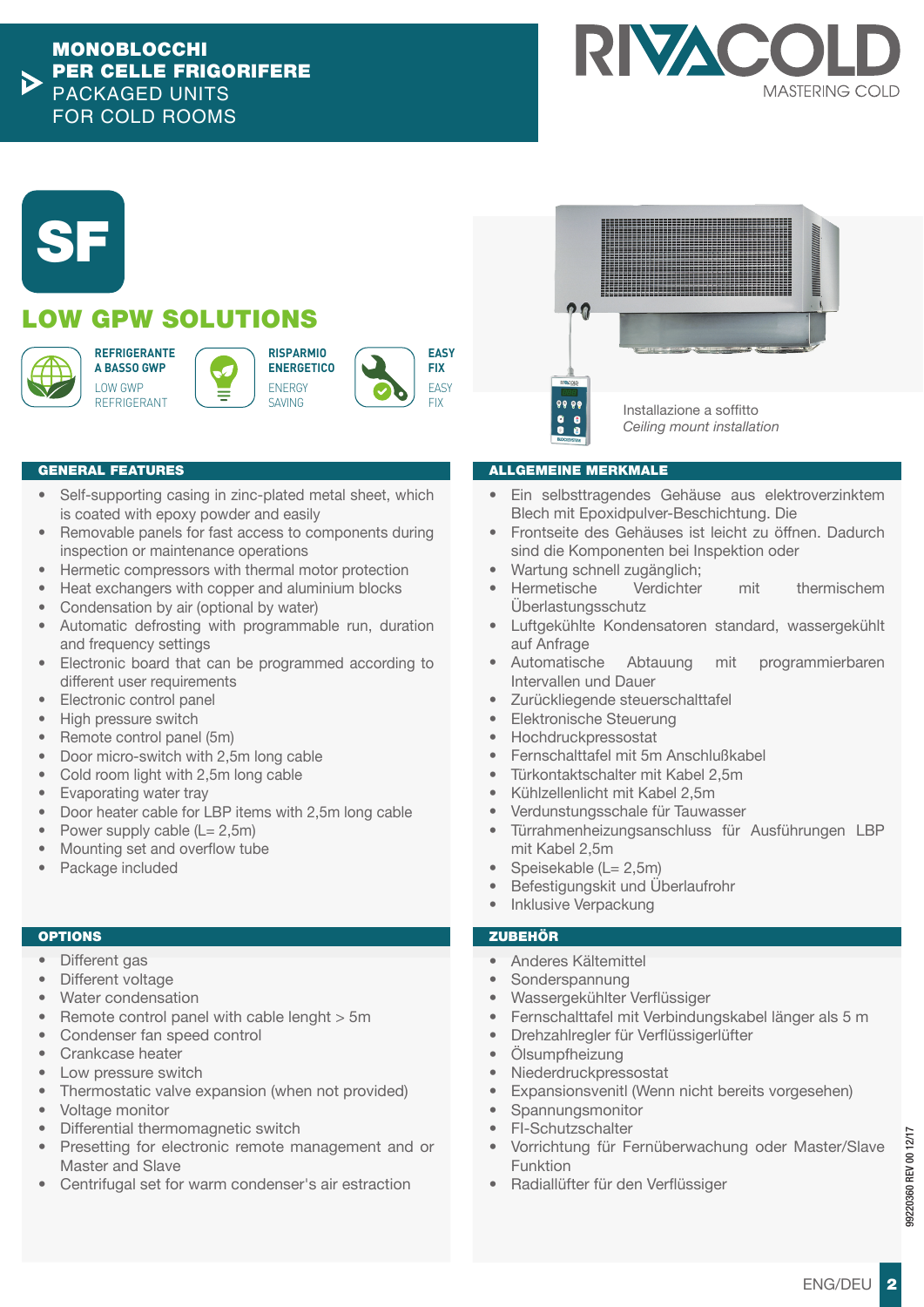# MONOBLOCCHI PER CELLE FRIGORIFERE
PACKAGED UNITS FOR COLD ROOMS

RIVACOLD
MASTERING COLD

# SF

## LOW GPW SOLUTIONS

**REFRIGERANTE A BASSO GWP**
LOW GWP REFRIGERANT

**RISPARMIO ENERGETICO**
ENERGY SAVING

**EASY FIX**
EASY FIX

Installazione a soffitto
*Ceiling mount installation*

### GENERAL FEATURES

- Self-supporting casing in zinc-plated metal sheet, which is coated with epoxy powder and easily
- Removable panels for fast access to components during inspection or maintenance operations
- Hermetic compressors with thermal motor protection
- Heat exchangers with copper and aluminium blocks
- Condensation by air (optional by water)
- Automatic defrosting with programmable run, duration and frequency settings
- Electronic board that can be programmed according to different user requirements
- Electronic control panel
- High pressure switch
- Remote control panel (5m)
- Door micro-switch with 2,5m long cable
- Cold room light with 2,5m long cable
- Evaporating water tray
- Door heater cable for LBP items with 2,5m long cable
- Power supply cable (L= 2,5m)
- Mounting set and overflow tube
- Package included

### ALLGEMEINE MERKMALE

- Ein selbsttragendes Gehäuse aus elektroverzinktem Blech mit Epoxidpulver-Beschichtung. Die
- Frontseite des Gehäuses ist leicht zu öffnen. Dadurch sind die Komponenten bei Inspektion oder
- Wartung schnell zugänglich;
- Hermetische Verdichter mit thermischem Überlastungsschutz
- Luftgekühlte Kondensatoren standard, wassergekühlt auf Anfrage
- Automatische Abtauung mit programmierbaren Intervallen und Dauer
- Zurückliegende steuerschalttafel
- Elektronische Steuerung
- Hochdruckpressostat
- Fernschalttafel mit 5m Anschlußkabel
- Türkontaktschalter mit Kabel 2,5m
- Kühlzellenlicht mit Kabel 2,5m
- Verdunstungsschale für Tauwasser
- Türrahmenheizungsanschluss für Ausführungen LBP mit Kabel 2,5m
- Speisekable (L= 2,5m)
- Befestigungskit und Überlaufrohr
- Inklusive Verpackung

### OPTIONS

- Different gas
- Different voltage
- Water condensation
- Remote control panel with cable lenght > 5m
- Condenser fan speed control
- Crankcase heater
- Low pressure switch
- Thermostatic valve expansion (when not provided)
- Voltage monitor
- Differential thermomagnetic switch
- Presetting for electronic remote management and or Master and Slave
- Centrifugal set for warm condenser's air extraction

### ZUBEHÖR

- Anderes Kältemittel
- Sonderspannung
- Wassergekühlter Verflüssiger
- Fernschalttafel mit Verbindungskabel länger als 5 m
- Drehzahlregler für Verflüssigerlüfter
- Ölsumpfheizung
- Niederdruckpressostat
- Expansionsventil (Wenn nicht bereits vorgesehen)
- Spannungsmonitor
- FI-Schutzschalter
- Vorrichtung für Fernüberwachung oder Master/Slave Funktion
- Radiallüfter für den Verflüssiger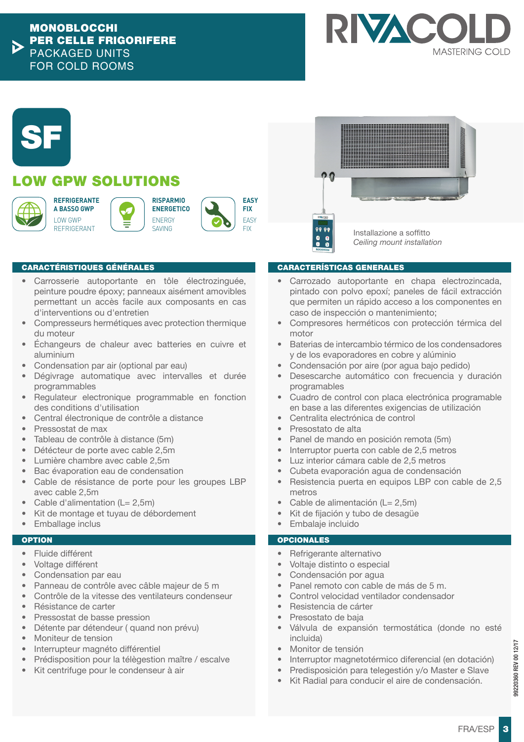**MONOBLOCCHI PER CELLE FRIGORIFERE**
PACKAGED UNITS FOR COLD ROOMS

RIVACOLD
MASTERING COLD

# SF

## LOW GPW SOLUTIONS

**REFRIGERANTE A BASSO GWP**
LOW GWP REFRIGERANT

**RISPARMIO ENERGETICO**
ENERGY SAVING

**EASY FIX**
EASY FIX

Installazione a soffitto
*Ceiling mount installation*

### CARACTÉRISTIQUES GÉNÉRALES

- Carrosserie autoportante en tôle électrozinguée, peinture poudre époxy; panneaux aisément amovibles permettant un accès facile aux composants en cas d'interventions ou d'entretien
- Compresseurs hermétiques avec protection thermique du moteur
- Échangeurs de chaleur avec batteries en cuivre et aluminium
- Condensation par air (optional par eau)
- Dégivrage automatique avec intervalles et durée programmables
- Regulateur electronique programmable en fonction des conditions d'utilisation
- Central électronique de contrôle a distance
- Pressostat de max
- Tableau de contrôle à distance (5m)
- Détécteur de porte avec cable 2,5m
- Lumière chambre avec cable 2,5m
- Bac évaporation eau de condensation
- Cable de résistance de porte pour les groupes LBP avec cable 2,5m
- Cable d'alimentation (L= 2,5m)
- Kit de montage et tuyau de débordement
- Emballage inclus

### OPTION

- Fluide différent
- Voltage différent
- Condensation par eau
- Panneau de contrôle avec câble majeur de 5 m
- Contrôle de la vitesse des ventilateurs condenseur
- Résistance de carter
- Pressostat de basse pression
- Détente par détendeur ( quand non prévu)
- Moniteur de tension
- Interrupteur magnéto différentiel
- Prédisposition pour la télègestion maître / escalve
- Kit centrifuge pour le condenseur à air

### CARACTERÍSTICAS GENERALES

- Carrozado autoportante en chapa electrozincada, pintado con polvo epoxí; paneles de fácil extracción que permiten un rápido acceso a los componentes en caso de inspección o mantenimiento;
- Compresores herméticos con protección térmica del motor
- Baterias de intercambio térmico de los condensadores y de los evaporadores en cobre y alúminio
- Condensación por aire (por agua bajo pedido)
- Desescarche automático con frecuencia y duración programables
- Cuadro de control con placa electrónica programable en base a las diferentes exigencias de utilización
- Centralita electrónica de control
- Presostato de alta
- Panel de mando en posición remota (5m)
- Interruptor puerta con cable de 2,5 metros
- Luz interior cámara cable de 2,5 metros
- Cubeta evaporación agua de condensación
- Resistencia puerta en equipos LBP con cable de 2,5 metros
- Cable de alimentación (L= 2,5m)
- Kit de fijación y tubo de desagüe
- Embalaje incluido

### OPCIONALES

- Refrigerante alternativo
- Voltaje distinto o especial
- Condensación por agua
- Panel remoto con cable de más de 5 m.
- Control velocidad ventilador condensador
- Resistencia de cárter
- Presostato de baja
- Válvula de expansión termostática (donde no esté incluida)
- Monitor de tensión
- Interruptor magnetotérmico diferencial (en dotación)
- Predisposición para telegestión y/o Master e Slave
- Kit Radial para conducir el aire de condensación.

99220360 REV 00 12/17

FRA/ESP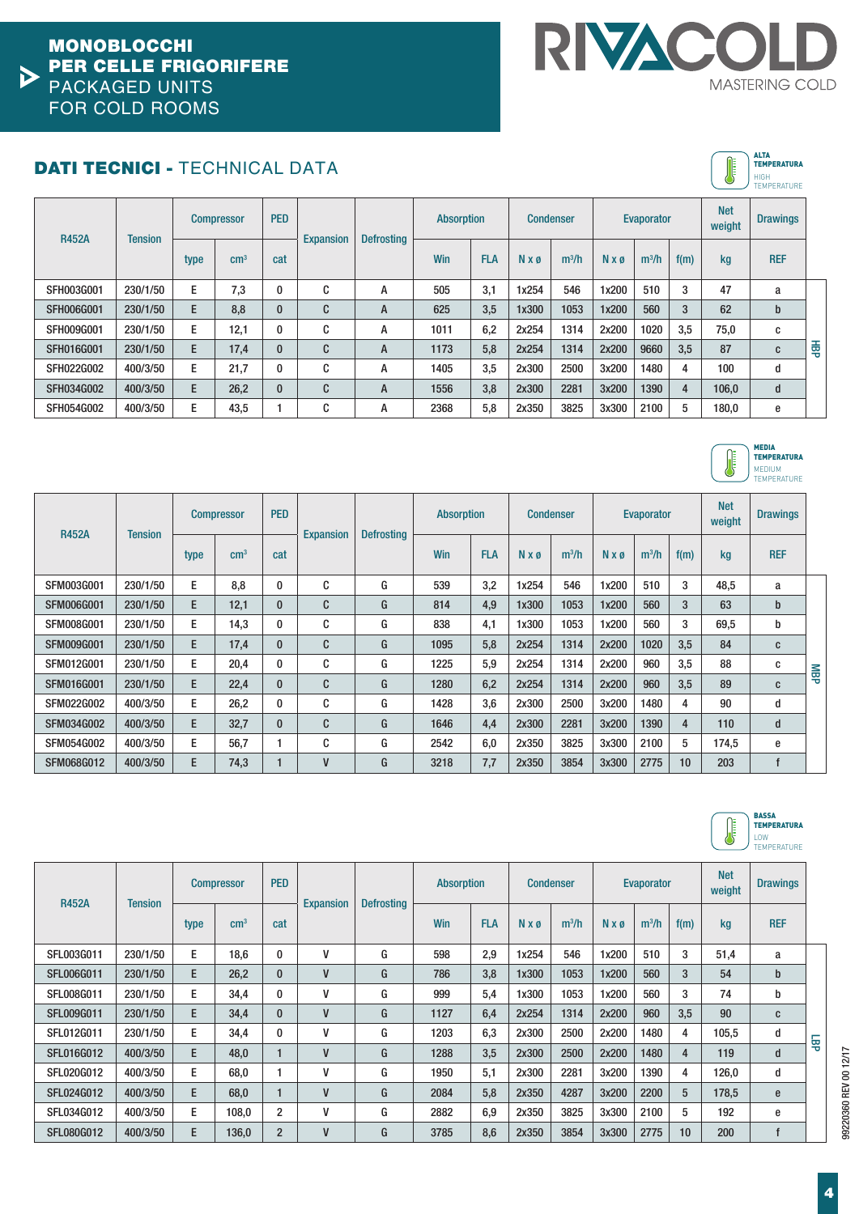# MONOBLOCCHI PER CELLE FRIGORIFERE
PACKAGED UNITS FOR COLD ROOMS

## DATI TECNICI - TECHNICAL DATA

**ALTA TEMPERATURA** HIGH TEMPERATURE

| R452A | Tension | Compressor | | PED | Expansion | Defrosting | Absorption | | Condenser | | Evaporator | | | Net weight | Drawings | |
|---|---|---|---|---|---|---|---|---|---|---|---|---|---|---|---|---|
| | | type | cm³ | cat | | | Win | FLA | N x ø | m³/h | N x ø | m³/h | f(m) | kg | REF | |
| SFH003G001 | 230/1/50 | E | 7,3 | 0 | C | A | 505 | 3,1 | 1x254 | 546 | 1x200 | 510 | 3 | 47 | a | HBP |
| SFH006G001 | 230/1/50 | E | 8,8 | 0 | C | A | 625 | 3,5 | 1x300 | 1053 | 1x200 | 560 | 3 | 62 | b | HBP |
| SFH009G001 | 230/1/50 | E | 12,1 | 0 | C | A | 1011 | 6,2 | 2x254 | 1314 | 2x200 | 1020 | 3,5 | 75,0 | c | HBP |
| SFH016G001 | 230/1/50 | E | 17,4 | 0 | C | A | 1173 | 5,8 | 2x254 | 1314 | 2x200 | 9660 | 3,5 | 87 | c | HBP |
| SFH022G002 | 400/3/50 | E | 21,7 | 0 | C | A | 1405 | 3,5 | 2x300 | 2500 | 3x200 | 1480 | 4 | 100 | d | HBP |
| SFH034G002 | 400/3/50 | E | 26,2 | 0 | C | A | 1556 | 3,8 | 2x300 | 2281 | 3x200 | 1390 | 4 | 106,0 | d | HBP |
| SFH054G002 | 400/3/50 | E | 43,5 | 1 | C | A | 2368 | 5,8 | 2x350 | 3825 | 3x300 | 2100 | 5 | 180,0 | e | HBP |

**MEDIA TEMPERATURA** MEDIUM TEMPERATURE

| R452A | Tension | Compressor | | PED | Expansion | Defrosting | Absorption | | Condenser | | Evaporator | | | Net weight | Drawings | |
|---|---|---|---|---|---|---|---|---|---|---|---|---|---|---|---|---|
| | | type | cm³ | cat | | | Win | FLA | N x ø | m³/h | N x ø | m³/h | f(m) | kg | REF | |
| SFM003G001 | 230/1/50 | E | 8,8 | 0 | C | G | 539 | 3,2 | 1x254 | 546 | 1x200 | 510 | 3 | 48,5 | a | MBP |
| SFM006G001 | 230/1/50 | E | 12,1 | 0 | C | G | 814 | 4,9 | 1x300 | 1053 | 1x200 | 560 | 3 | 63 | b | MBP |
| SFM008G001 | 230/1/50 | E | 14,3 | 0 | C | G | 838 | 4,1 | 1x300 | 1053 | 1x200 | 560 | 3 | 69,5 | b | MBP |
| SFM009G001 | 230/1/50 | E | 17,4 | 0 | C | G | 1095 | 5,8 | 2x254 | 1314 | 2x200 | 1020 | 3,5 | 84 | c | MBP |
| SFM012G001 | 230/1/50 | E | 20,4 | 0 | C | G | 1225 | 5,9 | 2x254 | 1314 | 2x200 | 960 | 3,5 | 88 | c | MBP |
| SFM016G001 | 230/1/50 | E | 22,4 | 0 | C | G | 1280 | 6,2 | 2x254 | 1314 | 2x200 | 960 | 3,5 | 89 | c | MBP |
| SFM022G002 | 400/3/50 | E | 26,2 | 0 | C | G | 1428 | 3,6 | 2x300 | 2500 | 3x200 | 1480 | 4 | 90 | d | MBP |
| SFM034G002 | 400/3/50 | E | 32,7 | 0 | C | G | 1646 | 4,4 | 2x300 | 2281 | 3x200 | 1390 | 4 | 110 | d | MBP |
| SFM054G002 | 400/3/50 | E | 56,7 | 1 | C | G | 2542 | 6,0 | 2x350 | 3825 | 3x300 | 2100 | 5 | 174,5 | e | MBP |
| SFM068G012 | 400/3/50 | E | 74,3 | 1 | V | G | 3218 | 7,7 | 2x350 | 3854 | 3x300 | 2775 | 10 | 203 | f | MBP |

**BASSA TEMPERATURA** LOW TEMPERATURE

| R452A | Tension | Compressor | | PED | Expansion | Defrosting | Absorption | | Condenser | | Evaporator | | | Net weight | Drawings | |
|---|---|---|---|---|---|---|---|---|---|---|---|---|---|---|---|---|
| | | type | cm³ | cat | | | Win | FLA | N x ø | m³/h | N x ø | m³/h | f(m) | kg | REF | |
| SFL003G011 | 230/1/50 | E | 18,6 | 0 | V | G | 598 | 2,9 | 1x254 | 546 | 1x200 | 510 | 3 | 51,4 | a | LBP |
| SFL006G011 | 230/1/50 | E | 26,2 | 0 | V | G | 786 | 3,8 | 1x300 | 1053 | 1x200 | 560 | 3 | 54 | b | LBP |
| SFL008G011 | 230/1/50 | E | 34,4 | 0 | V | G | 999 | 5,4 | 1x300 | 1053 | 1x200 | 560 | 3 | 74 | b | LBP |
| SFL009G011 | 230/1/50 | E | 34,4 | 0 | V | G | 1127 | 6,4 | 2x254 | 1314 | 2x200 | 960 | 3,5 | 90 | c | LBP |
| SFL012G011 | 230/1/50 | E | 34,4 | 0 | V | G | 1203 | 6,3 | 2x300 | 2500 | 2x200 | 1480 | 4 | 105,5 | d | LBP |
| SFL016G012 | 400/3/50 | E | 48,0 | 1 | V | G | 1288 | 3,5 | 2x300 | 2500 | 2x200 | 1480 | 4 | 119 | d | LBP |
| SFL020G012 | 400/3/50 | E | 68,0 | 1 | V | G | 1950 | 5,1 | 2x300 | 2281 | 3x200 | 1390 | 4 | 126,0 | d | LBP |
| SFL024G012 | 400/3/50 | E | 68,0 | 1 | V | G | 2084 | 5,8 | 2x350 | 4287 | 3x200 | 2200 | 5 | 178,5 | e | LBP |
| SFL034G012 | 400/3/50 | E | 108,0 | 2 | V | G | 2882 | 6,9 | 2x350 | 3825 | 3x300 | 2100 | 5 | 192 | e | LBP |
| SFL080G012 | 400/3/50 | E | 136,0 | 2 | V | G | 3785 | 8,6 | 2x350 | 3854 | 3x300 | 2775 | 10 | 200 | f | LBP |

99220360 REV 00 12/17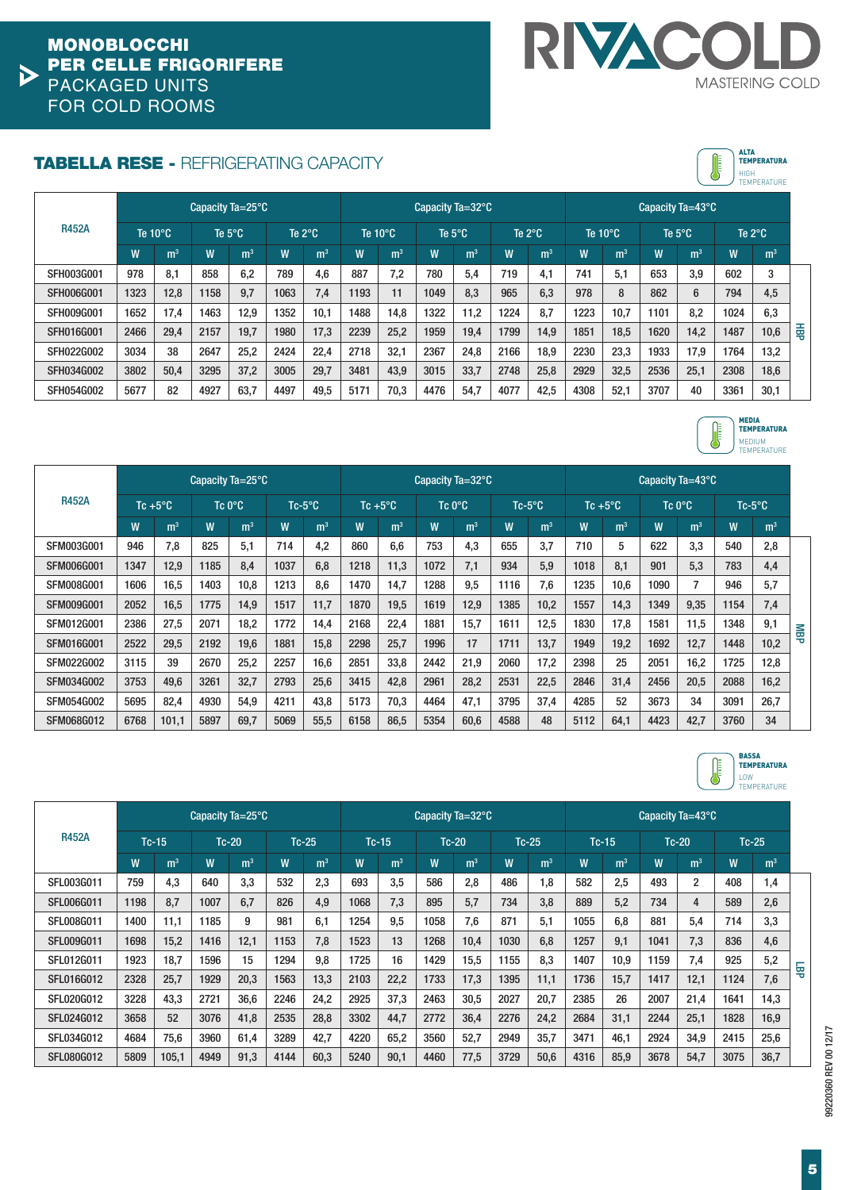# MONOBLOCCHI PER CELLE FRIGORIFERE

PACKAGED UNITS FOR COLD ROOMS

RIVACOLD MASTERING COLD

## TABELLA RESE - REFRIGERATING CAPACITY

**ALTA TEMPERATURA** HIGH TEMPERATURE

| R452A | Capacity Ta=25°C | | | | | | Capacity Ta=32°C | | | | | | Capacity Ta=43°C | | | | | | |
|---|---|---|---|---|---|---|---|---|---|---|---|---|---|---|---|---|---|---|---|
| | Te 10°C | | Te 5°C | | Te 2°C | | Te 10°C | | Te 5°C | | Te 2°C | | Te 10°C | | Te 5°C | | Te 2°C | | |
| | W | m³ | W | m³ | W | m³ | W | m³ | W | m³ | W | m³ | W | m³ | W | m³ | W | m³ | |
| SFH003G001 | 978 | 8,1 | 858 | 6,2 | 789 | 4,6 | 887 | 7,2 | 780 | 5,4 | 719 | 4,1 | 741 | 5,1 | 653 | 3,9 | 602 | 3 | HBP |
| SFH006G001 | 1323 | 12,8 | 1158 | 9,7 | 1063 | 7,4 | 1193 | 11 | 1049 | 8,3 | 965 | 6,3 | 978 | 8 | 862 | 6 | 794 | 4,5 | |
| SFH009G001 | 1652 | 17,4 | 1463 | 12,9 | 1352 | 10,1 | 1488 | 14,8 | 1322 | 11,2 | 1224 | 8,7 | 1223 | 10,7 | 1101 | 8,2 | 1024 | 6,3 | |
| SFH016G001 | 2466 | 29,4 | 2157 | 19,7 | 1980 | 17,3 | 2239 | 25,2 | 1959 | 19,4 | 1799 | 14,9 | 1851 | 18,5 | 1620 | 14,2 | 1487 | 10,6 | |
| SFH022G002 | 3034 | 38 | 2647 | 25,2 | 2424 | 22,4 | 2718 | 32,1 | 2367 | 24,8 | 2166 | 18,9 | 2230 | 23,3 | 1933 | 17,9 | 1764 | 13,2 | |
| SFH034G002 | 3802 | 50,4 | 3295 | 37,2 | 3005 | 29,7 | 3481 | 43,9 | 3015 | 33,7 | 2748 | 25,8 | 2929 | 32,5 | 2536 | 25,1 | 2308 | 18,6 | |
| SFH054G002 | 5677 | 82 | 4927 | 63,7 | 4497 | 49,5 | 5171 | 70,3 | 4476 | 54,7 | 4077 | 42,5 | 4308 | 52,1 | 3707 | 40 | 3361 | 30,1 | |

**MEDIA TEMPERATURA** MEDIUM TEMPERATURE

| R452A | Capacity Ta=25°C | | | | | | Capacity Ta=32°C | | | | | | Capacity Ta=43°C | | | | | | |
|---|---|---|---|---|---|---|---|---|---|---|---|---|---|---|---|---|---|---|---|
| | Tc +5°C | | Tc 0°C | | Tc-5°C | | Tc +5°C | | Tc 0°C | | Tc-5°C | | Tc +5°C | | Tc 0°C | | Tc-5°C | | |
| | W | m³ | W | m³ | W | m³ | W | m³ | W | m³ | W | m³ | W | m³ | W | m³ | W | m³ | |
| SFM003G001 | 946 | 7,8 | 825 | 5,1 | 714 | 4,2 | 860 | 6,6 | 753 | 4,3 | 655 | 3,7 | 710 | 5 | 622 | 3,3 | 540 | 2,8 | MBP |
| SFM006G001 | 1347 | 12,9 | 1185 | 8,4 | 1037 | 6,8 | 1218 | 11,3 | 1072 | 7,1 | 934 | 5,9 | 1018 | 8,1 | 901 | 5,3 | 783 | 4,4 | |
| SFM008G001 | 1606 | 16,5 | 1403 | 10,8 | 1213 | 8,6 | 1470 | 14,7 | 1288 | 9,5 | 1116 | 7,6 | 1235 | 10,6 | 1090 | 7 | 946 | 5,7 | |
| SFM009G001 | 2052 | 16,5 | 1775 | 14,9 | 1517 | 11,7 | 1870 | 19,5 | 1619 | 12,9 | 1385 | 10,2 | 1557 | 14,3 | 1349 | 9,35 | 1154 | 7,4 | |
| SFM012G001 | 2386 | 27,5 | 2071 | 18,2 | 1772 | 14,4 | 2168 | 22,4 | 1881 | 15,7 | 1611 | 12,5 | 1830 | 17,8 | 1581 | 11,5 | 1348 | 9,1 | |
| SFM016G001 | 2522 | 29,5 | 2192 | 19,6 | 1881 | 15,8 | 2298 | 25,7 | 1996 | 17 | 1711 | 13,7 | 1949 | 19,2 | 1692 | 12,7 | 1448 | 10,2 | |
| SFM022G002 | 3115 | 39 | 2670 | 25,2 | 2257 | 16,6 | 2851 | 33,8 | 2442 | 21,9 | 2060 | 17,2 | 2398 | 25 | 2051 | 16,2 | 1725 | 12,8 | |
| SFM034G002 | 3753 | 49,6 | 3261 | 32,7 | 2793 | 25,6 | 3415 | 42,8 | 2961 | 28,2 | 2531 | 22,5 | 2846 | 31,4 | 2456 | 20,5 | 2088 | 16,2 | |
| SFM054G002 | 5695 | 82,4 | 4930 | 54,9 | 4211 | 43,8 | 5173 | 70,3 | 4464 | 47,1 | 3795 | 37,4 | 4285 | 52 | 3673 | 34 | 3091 | 26,7 | |
| SFM068G012 | 6768 | 101,1 | 5897 | 69,7 | 5069 | 55,5 | 6158 | 86,5 | 5354 | 60,6 | 4588 | 48 | 5112 | 64,1 | 4423 | 42,7 | 3760 | 34 | |

**BASSA TEMPERATURA** LOW TEMPERATURE

| R452A | Capacity Ta=25°C | | | | | | Capacity Ta=32°C | | | | | | Capacity Ta=43°C | | | | | | |
|---|---|---|---|---|---|---|---|---|---|---|---|---|---|---|---|---|---|---|---|
| | Tc-15 | | Tc-20 | | Tc-25 | | Tc-15 | | Tc-20 | | Tc-25 | | Tc-15 | | Tc-20 | | Tc-25 | | |
| | W | m³ | W | m³ | W | m³ | W | m³ | W | m³ | W | m³ | W | m³ | W | m³ | W | m³ | |
| SFL003G011 | 759 | 4,3 | 640 | 3,3 | 532 | 2,3 | 693 | 3,5 | 586 | 2,8 | 486 | 1,8 | 582 | 2,5 | 493 | 2 | 408 | 1,4 | LBP |
| SFL006G011 | 1198 | 8,7 | 1007 | 6,7 | 826 | 4,9 | 1068 | 7,3 | 895 | 5,7 | 734 | 3,8 | 889 | 5,2 | 734 | 4 | 589 | 2,6 | |
| SFL008G011 | 1400 | 11,1 | 1185 | 9 | 981 | 6,1 | 1254 | 9,5 | 1058 | 7,6 | 871 | 5,1 | 1055 | 6,8 | 881 | 5,4 | 714 | 3,3 | |
| SFL009G011 | 1698 | 15,2 | 1416 | 12,1 | 1153 | 7,8 | 1523 | 13 | 1268 | 10,4 | 1030 | 6,8 | 1257 | 9,1 | 1041 | 7,3 | 836 | 4,6 | |
| SFL012G011 | 1923 | 18,7 | 1596 | 15 | 1294 | 9,8 | 1725 | 16 | 1429 | 15,5 | 1155 | 8,3 | 1407 | 10,9 | 1159 | 7,4 | 925 | 5,2 | |
| SFL016G012 | 2328 | 25,7 | 1929 | 20,3 | 1563 | 13,3 | 2103 | 22,2 | 1733 | 17,3 | 1395 | 11,1 | 1736 | 15,7 | 1417 | 12,1 | 1124 | 7,6 | |
| SFL020G012 | 3228 | 43,3 | 2721 | 36,6 | 2246 | 24,2 | 2925 | 37,3 | 2463 | 30,5 | 2027 | 20,7 | 2385 | 26 | 2007 | 21,4 | 1641 | 14,3 | |
| SFL024G012 | 3658 | 52 | 3076 | 41,8 | 2535 | 28,8 | 3302 | 44,7 | 2772 | 36,4 | 2276 | 24,2 | 2684 | 31,1 | 2244 | 25,1 | 1828 | 16,9 | |
| SFL034G012 | 4684 | 75,6 | 3960 | 61,4 | 3289 | 42,7 | 4220 | 65,2 | 3560 | 52,7 | 2949 | 35,7 | 3471 | 46,1 | 2924 | 34,9 | 2415 | 25,6 | |
| SFL080G012 | 5809 | 105,1 | 4949 | 91,3 | 4144 | 60,3 | 5240 | 90,1 | 4460 | 77,5 | 3729 | 50,6 | 4316 | 85,9 | 3678 | 54,7 | 3075 | 36,7 | |

99220360 REV 00 12/17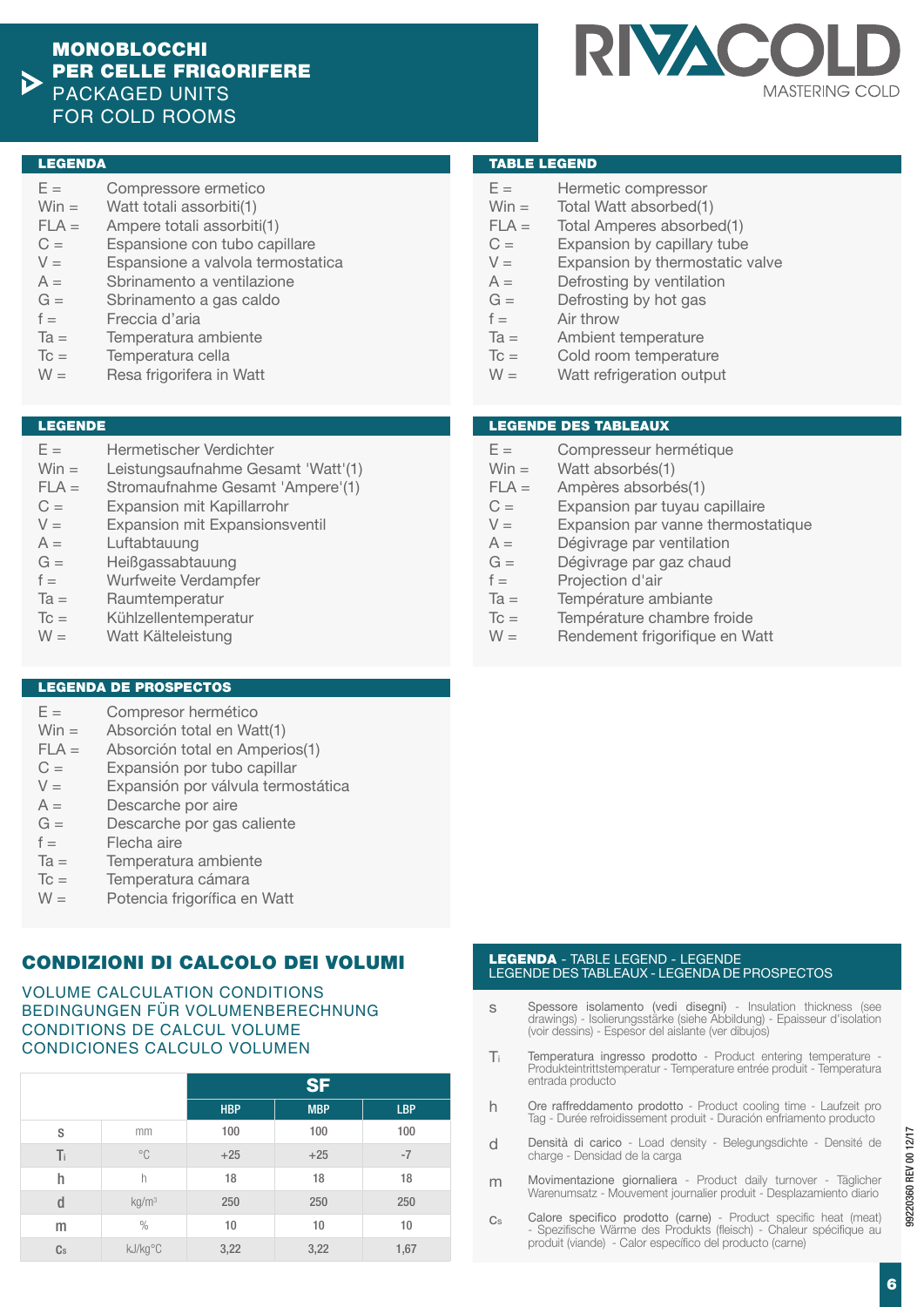# MONOBLOCCHI PER CELLE FRIGORIFERE
PACKAGED UNITS FOR COLD ROOMS

RIVACOLD
MASTERING COLD

## LEGENDA

| | |
|---|---|
| E = | Compressore ermetico |
| Win = | Watt totali assorbiti(1) |
| FLA = | Ampere totali assorbiti(1) |
| C = | Espansione con tubo capillare |
| V = | Espansione a valvola termostatica |
| A = | Sbrinamento a ventilazione |
| G = | Sbrinamento a gas caldo |
| f = | Freccia d'aria |
| Ta = | Temperatura ambiente |
| Tc = | Temperatura cella |
| W = | Resa frigorifera in Watt |

## TABLE LEGEND

| | |
|---|---|
| E = | Hermetic compressor |
| Win = | Total Watt absorbed(1) |
| FLA = | Total Amperes absorbed(1) |
| C = | Expansion by capillary tube |
| V = | Expansion by thermostatic valve |
| A = | Defrosting by ventilation |
| G = | Defrosting by hot gas |
| f = | Air throw |
| Ta = | Ambient temperature |
| Tc = | Cold room temperature |
| W = | Watt refrigeration output |

## LEGENDE

| | |
|---|---|
| E = | Hermetischer Verdichter |
| Win = | Leistungsaufnahme Gesamt 'Watt'(1) |
| FLA = | Stromaufnahme Gesamt 'Ampere'(1) |
| C = | Expansion mit Kapillarrohr |
| V = | Expansion mit Expansionsventil |
| A = | Luftabtauung |
| G = | Heißgassabtauung |
| f = | Wurfweite Verdampfer |
| Ta = | Raumtemperatur |
| Tc = | Kühlzellentemperatur |
| W = | Watt Kälteleistung |

## LEGENDE DES TABLEAUX

| | |
|---|---|
| E = | Compresseur hermétique |
| Win = | Watt absorbés(1) |
| FLA = | Ampères absorbés(1) |
| C = | Expansion par tuyau capillaire |
| V = | Expansion par vanne thermostatique |
| A = | Dégivrage par ventilation |
| G = | Dégivrage par gaz chaud |
| f = | Projection d'air |
| Ta = | Température ambiante |
| Tc = | Température chambre froide |
| W = | Rendement frigorifique en Watt |

## LEGENDA DE PROSPECTOS

| | |
|---|---|
| E = | Compresor hermético |
| Win = | Absorción total en Watt(1) |
| FLA = | Absorción total en Amperios(1) |
| C = | Expansión por tubo capillar |
| V = | Expansión por válvula termostática |
| A = | Descarche por aire |
| G = | Descarche por gas caliente |
| f = | Flecha aire |
| Ta = | Temperatura ambiente |
| Tc = | Temperatura cámara |
| W = | Potencia frigorífica en Watt |

## CONDIZIONI DI CALCOLO DEI VOLUMI

VOLUME CALCULATION CONDITIONS
BEDINGUNGEN FÜR VOLUMENBERECHNUNG
CONDITIONS DE CALCUL VOLUME
CONDICIONES CALCULO VOLUMEN

| | | SF | | |
|---|---|---|---|---|
| | | HBP | MBP | LBP |
| s | mm | 100 | 100 | 100 |
| $T_i$ | °C | +25 | +25 | -7 |
| h | h | 18 | 18 | 18 |
| d | kg/m³ | 250 | 250 | 250 |
| m | % | 10 | 10 | 10 |
| $c_s$ | kJ/kg°C | 3,22 | 3,22 | 1,67 |

## LEGENDA - TABLE LEGEND - LEGENDE LEGENDE DES TABLEAUX - LEGENDA DE PROSPECTOS

| | |
|---|---|
| s | Spessore isolamento (vedi disegni) - Insulation thickness (see drawings) - Isolierungsstärke (siehe Abbildung) - Epaisseur d'isolation (voir dessins) - Espesor del aislante (ver dibujos) |
| $T_i$ | Temperatura ingresso prodotto - Product entering temperature - Produkteintrittstemperatur - Temperature entrée produit - Temperatura entrada producto |
| h | Ore raffreddamento prodotto - Product cooling time - Laufzeit pro Tag - Durée refroidissement produit - Duración enfriamento producto |
| d | Densità di carico - Load density - Belegungsdichte - Densité de charge - Densidad de la carga |
| m | Movimentazione giornaliera - Product daily turnover - Täglicher Warenumsatz - Mouvement journalier produit - Desplazamiento diario |
| $c_s$ | Calore specifico prodotto (carne) - Product specific heat (meat) - Spezifische Wärme des Produkts (fleisch) - Chaleur spécifique au produit (viande) - Calor especifico del producto (carne) |

99220360 REV 00 12/17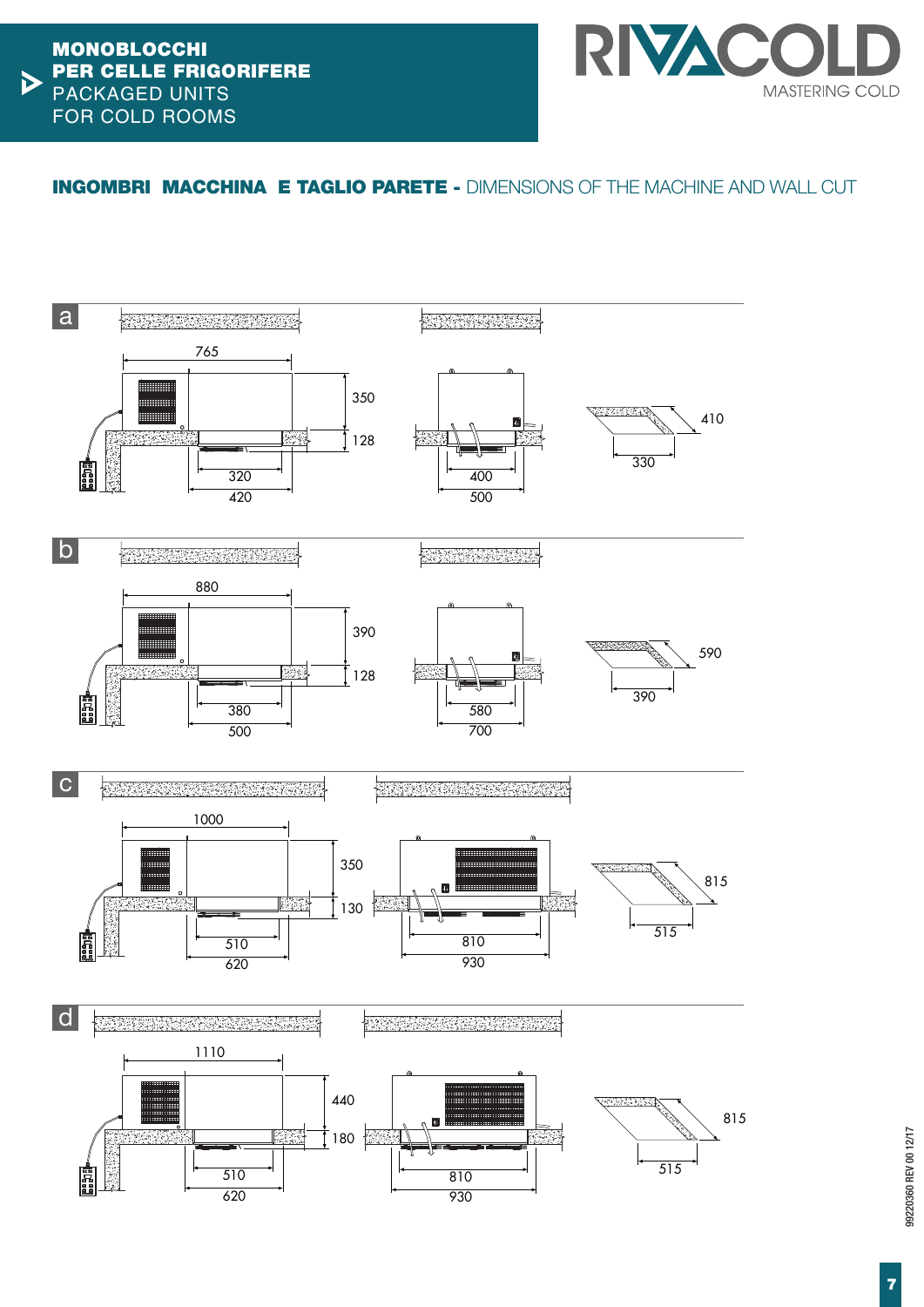**MONOBLOCCHI PER CELLE FRIGORIFERE**
PACKAGED UNITS FOR COLD ROOMS

## INGOMBRI MACCHINA E TAGLIO PARETE - DIMENSIONS OF THE MACHINE AND WALL CUT

**a**

765 · 350 · 128 · 320 · 420 · 400 · 500 · 410 · 330

**b**

880 · 390 · 128 · 380 · 500 · 580 · 700 · 590 · 390

**c**

1000 · 350 · 130 · 510 · 620 · 810 · 930 · 815 · 515

**d**

1110 · 440 · 180 · 510 · 620 · 810 · 930 · 815 · 515

99220360 REV 00 12/17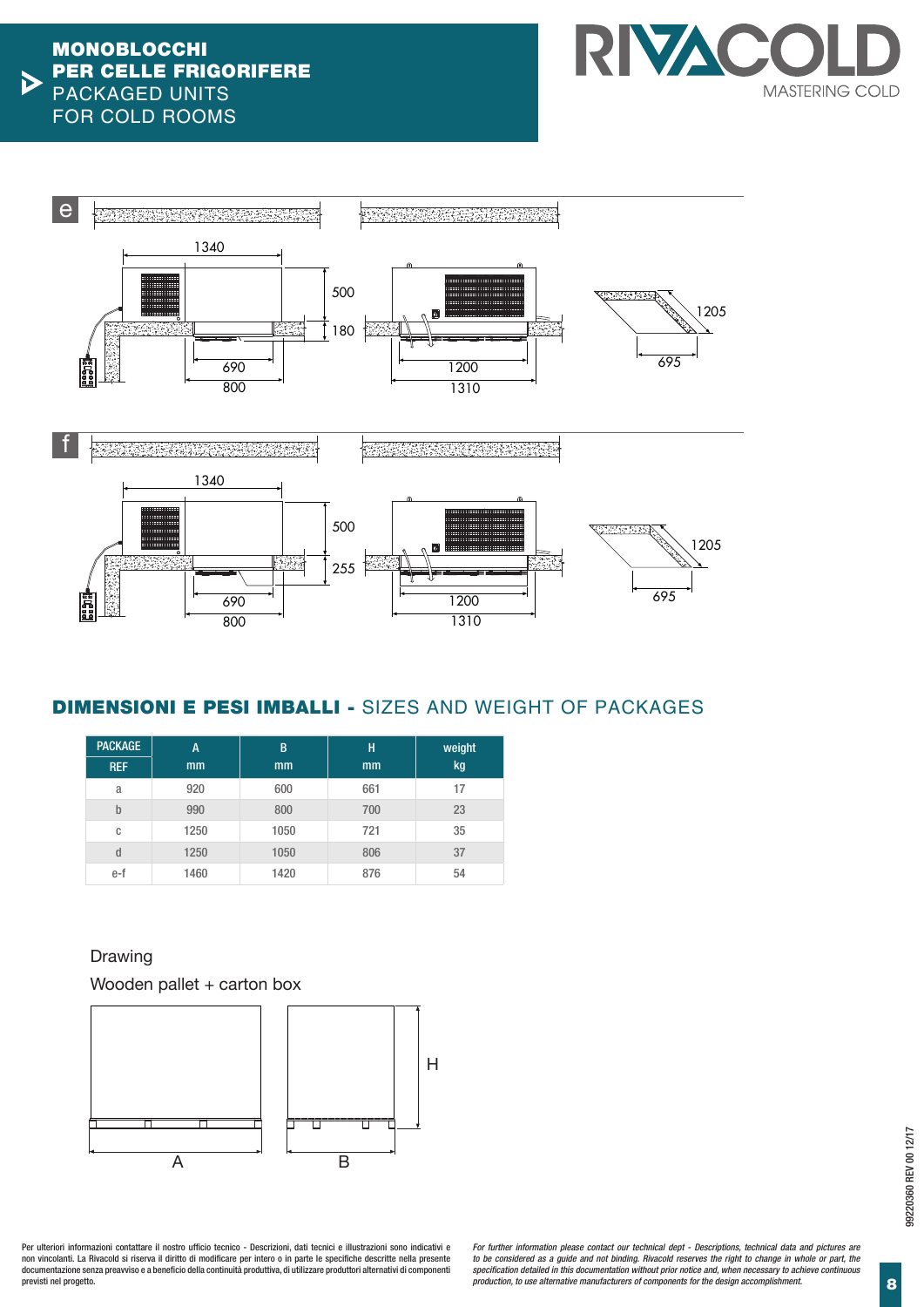**MONOBLOCCHI PER CELLE FRIGORIFERE**
PACKAGED UNITS FOR COLD ROOMS

e

1340
500
180
690
800
1200
1310
1205
695

f

1340
500
255
690
800
1200
1310
1205
695

## DIMENSIONI E PESI IMBALLI - SIZES AND WEIGHT OF PACKAGES

| PACKAGE REF | A mm | B mm | H mm | weight kg |
|---|---|---|---|---|
| a | 920 | 600 | 661 | 17 |
| b | 990 | 800 | 700 | 23 |
| c | 1250 | 1050 | 721 | 35 |
| d | 1250 | 1050 | 806 | 37 |
| e-f | 1460 | 1420 | 876 | 54 |

Drawing

Wooden pallet + carton box

A
B
H

Per ulteriori informazioni contattare il nostro ufficio tecnico - Descrizioni, dati tecnici e illustrazioni sono indicativi e non vincolanti. La Rivacold si riserva il diritto di modificare per intero o in parte le specifiche descritte nella presente documentazione senza preavviso e a beneficio della continuità produttiva, di utilizzare produttori alternativi di componenti previsti nel progetto.

*For further information please contact our technical dept - Descriptions, technical data and pictures are to be considered as a guide and not binding. Rivacold reserves the right to change in whole or part, the specification detailed in this documentation without prior notice and, when necessary to achieve continuous production, to use alternative manufacturers of components for the design accomplishment.*

99220360 REV 00 12/17